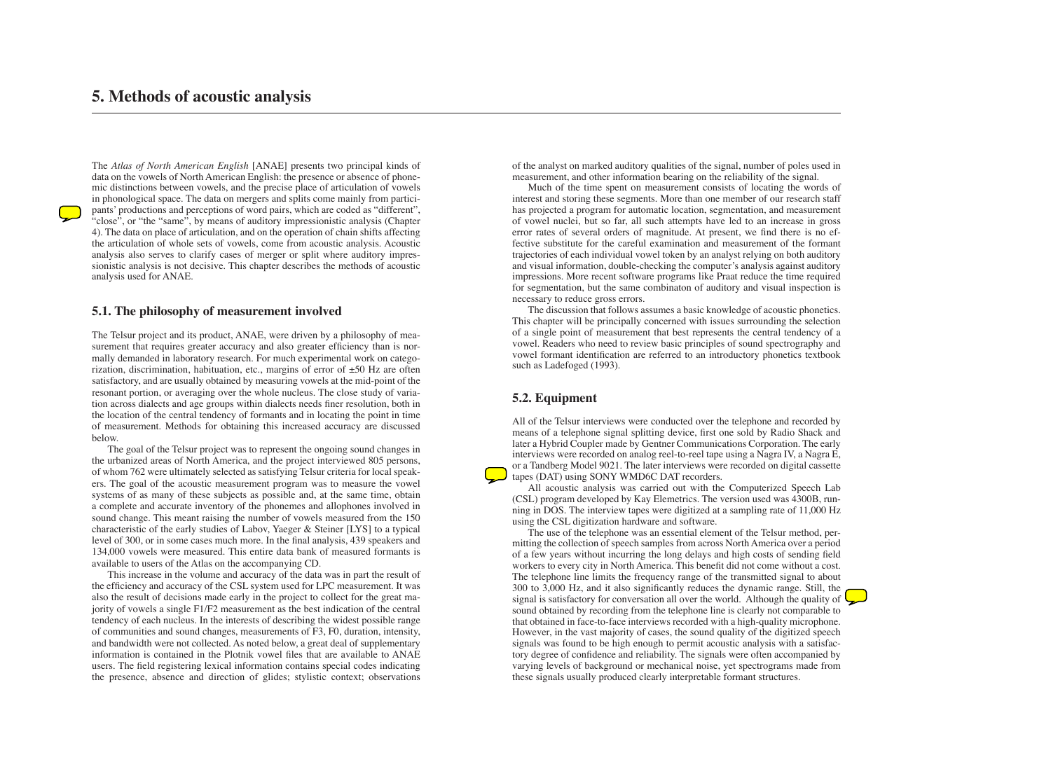# 5. Methods of acoustic analysis

The *Atlas of North American English* [ANAE] presents two principal kinds of data on the vowels of North American English: the presence or absence of phonemic distinctions between vowels, and the precise place of articulation of vowels in phonological space. The data on mergers and splits come mainly from participants' productions and perceptions of word pairs, which are coded as "different", "close", or "the "same", by means of auditory impressionistic analysis (Chapter 4). The data on place of articulation, and on the operation of chain shifts affecting the articulation of whole sets of vowels, come from acoustic analysis. Acoustic analysis also serves to clarify cases of merger or split where auditory impressionistic analysis is not decisive. This chapter describes the methods of acoustic analysis used for ANAE.

## 5.1. The philosophy of measurement involved

The Telsur project and its product, ANAE, were driven by a philosophy of measurement that requires greater accuracy and also greater efficiency than is normally demanded in laboratory research. For much experimental work on categorization, discrimination, habituation, etc., margins of error of ±50 Hz are often satisfactory, and are usually obtained by measuring vowels at the mid-point of the resonant portion, or averaging over the whole nucleus. The close study of variation across dialects and age groups within dialects needs finer resolution, both in the location of the central tendency of formants and in locating the point in time of measurement. Methods for obtaining this increased accuracy are discussed below.

The goal of the Telsur project was to represent the ongoing sound changes in the urbanized areas of North America, and the project interviewed 805 persons, of whom 762 were ultimately selected as satisfying Telsur criteria for local speakers. The goal of the acoustic measurement program was to measure the vowel systems of as many of these subjects as possible and, at the same time, obtain a complete and accurate inventory of the phonemes and allophones involved in sound change. This meant raising the number of vowels measured from the 150 characteristic of the early studies of Labov, Yaeger & Steiner [LYS] to a typical level of 300, or in some cases much more. In the final analysis, 439 speakers and 134,000 vowels were measured. This entire data bank of measured formants is available to users of the Atlas on the accompanying CD.

This increase in the volume and accuracy of the data was in part the result of the efficiency and accuracy of the CSL system used for LPC measurement. It was also the result of decisions made early in the project to collect for the great majority of vowels a single F1/F2 measurement as the best indication of the central tendency of each nucleus. In the interests of describing the widest possible range of communities and sound changes, measurements of F3, F0, duration, intensity, and bandwidth were not collected. As noted below, a great deal of supplementary information is contained in the Plotnik vowel files that are available to ANAE users. The field registering lexical information contains special codes indicating the presence, absence and direction of glides; stylistic context; observations of the analyst on marked auditory qualities of the signal, number of poles used in measurement, and other information bearing on the reliability of the signal.

Much of the time spent on measurement consists of locating the words of interest and storing these segments. More than one member of our research staff has projected a program for automatic location, segmentation, and measurement of vowel nuclei, but so far, all such attempts have led to an increase in gross error rates of several orders of magnitude. At present, we find there is no effective substitute for the careful examination and measurement of the formant trajectories of each individual vowel token by an analyst relying on both auditory and visual information, double-checking the computer's analysis against auditory impressions. More recent software programs like Praat reduce the time required for segmentation, but the same combinaton of auditory and visual inspection is necessary to reduce gross errors.

The discussion that follows assumes a basic knowledge of acoustic phonetics. This chapter will be principally concerned with issues surrounding the selection of a single point of measurement that best represents the central tendency of a vowel. Readers who need to review basic principles of sound spectrography and vowel formant identification are referred to an introductory phonetics textbook such as Ladefoged (1993).

## 5.2. Equipment

All of the Telsur interviews were conducted over the telephone and recorded by means of a telephone signal splitting device, first one sold by Radio Shack and later a Hybrid Coupler made by Gentner Communications Corporation. The early interviews were recorded on analog reel-to-reel tape using a Nagra IV, a Nagra E, or a Tandberg Model 9021. The later interviews were recorded on digital cassette tapes (DAT) using SONY WMD6C DAT recorders.

All acoustic analysis was carried out with the Computerized Speech Lab (CSL) program developed by Kay Elemetrics. The version used was 4300B, running in DOS. The interview tapes were digitized at a sampling rate of 11,000 Hz using the CSL digitization hardware and software.

The use of the telephone was an essential element of the Telsur method, permitting the collection of speech samples from across North America over a period of a few years without incurring the long delays and high costs of sending field workers to every city in North America. This benefit did not come without a cost. The telephone line limits the frequency range of the transmitted signal to about 300 to 3,000 Hz, and it also significantly reduces the dynamic range. Still, the signal is satisfactory for conversation all over the world. Although the quality of sound obtained by recording from the telephone line is clearly not comparable to that obtained in face-to-face interviews recorded with a high-quality microphone. However, in the vast majority of cases, the sound quality of the digitized speech signals was found to be high enough to permit acoustic analysis with a satisfactory degree of confidence and reliability. The signals were often accompanied by varying levels of background or mechanical noise, yet spectrograms made from these signals usually produced clearly interpretable formant structures.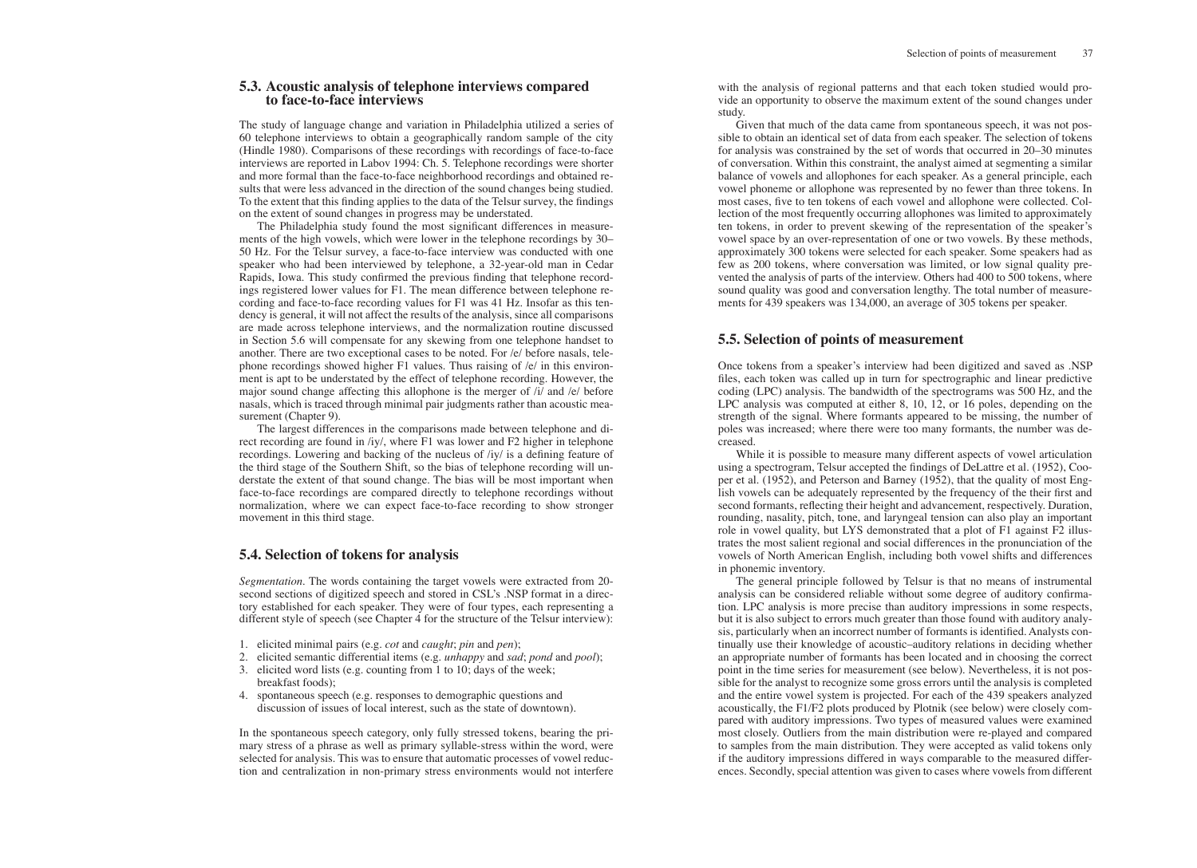## 5.3. Acoustic analysis of telephone interviews compared to face-to-face interviews

The study of language change and variation in Philadelphia utilized a series of 60 telephone interviews to obtain a geographically random sample of the city (Hindle 1980). Comparisons of these recordings with recordings of face-to-face interviews are reported in Labov 1994: Ch. 5. Telephone recordings were shorter and more formal than the face-to-face neighborhood recordings and obtained results that were less advanced in the direction of the sound changes being studied. To the extent that this finding applies to the data of the Telsur survey, the findings on the extent of sound changes in progress may be understated.

The Philadelphia study found the most significant differences in measurements of the high vowels, which were lower in the telephone recordings by 30–50 Hz. For the Telsur survey, a face-to-face interview was conducted with one speaker who had been interviewed by telephone, a 32-year-old man in Cedar Rapids, Iowa. This study confirmed the previous finding that telephone recordings registered lower values for F1. The mean difference between telephone recording and face-to-face recording values for F1 was 41 Hz. Insofar as this tendency is general, it will not affect the results of the analysis, since all comparisons are made across telephone interviews, and the normalization routine discussed in Section 5.6 will compensate for any skewing from one telephone handset to another. There are two exceptional cases to be noted. For /e/ before nasals, telephone recordings showed higher F1 values. Thus raising of /e/ in this environment is apt to be understated by the effect of telephone recording. However, the major sound change affecting this allophone is the merger of /i/ and /e/ before nasals, which is traced through minimal pair judgments rather than acoustic measurement (Chapter 9).

The largest differences in the comparisons made between telephone and direct recording are found in /iy/, where F1 was lower and F2 higher in telephone recordings. Lowering and backing of the nucleus of /iy/ is a defining feature of the third stage of the Southern Shift, so the bias of telephone recording will understate the extent of that sound change. The bias will be most important when face-to-face recordings are compared directly to telephone recordings without normalization, where we can expect face-to-face recording to show stronger movement in this third stage.

## 5.4. Selection of tokens for analysis

*Segmentation*. The words containing the target vowels were extracted from 20-second sections of digitized speech and stored in CSL's .NSP format in a directory established for each speaker. They were of four types, each representing a different style of speech (see Chapter 4 for the structure of the Telsur interview):

1. elicited minimal pairs (e.g. *cot* and *caught*; *pin* and *pen*);
2. elicited semantic differential items (e.g. *unhappy* and *sad*; *pond* and *pool*);
3. elicited word lists (e.g. counting from 1 to 10; days of the week; breakfast foods);
4. spontaneous speech (e.g. responses to demographic questions and discussion of issues of local interest, such as the state of downtown).

In the spontaneous speech category, only fully stressed tokens, bearing the primary stress of a phrase as well as primary syllable-stress within the word, were selected for analysis. This was to ensure that automatic processes of vowel reduction and centralization in non-primary stress environments would not interfere with the analysis of regional patterns and that each token studied would provide an opportunity to observe the maximum extent of the sound changes under study.

Given that much of the data came from spontaneous speech, it was not possible to obtain an identical set of data from each speaker. The selection of tokens for analysis was constrained by the set of words that occurred in 20–30 minutes of conversation. Within this constraint, the analyst aimed at segmenting a similar balance of vowels and allophones for each speaker. As a general principle, each vowel phoneme or allophone was represented by no fewer than three tokens. In most cases, five to ten tokens of each vowel and allophone were collected. Collection of the most frequently occurring allophones was limited to approximately ten tokens, in order to prevent skewing of the representation of the speaker's vowel space by an over-representation of one or two vowels. By these methods, approximately 300 tokens were selected for each speaker. Some speakers had as few as 200 tokens, where conversation was limited, or low signal quality prevented the analysis of parts of the interview. Others had 400 to 500 tokens, where sound quality was good and conversation lengthy. The total number of measurements for 439 speakers was 134,000, an average of 305 tokens per speaker.

## 5.5. Selection of points of measurement

Once tokens from a speaker's interview had been digitized and saved as .NSP files, each token was called up in turn for spectrographic and linear predictive coding (LPC) analysis. The bandwidth of the spectrograms was 500 Hz, and the LPC analysis was computed at either 8, 10, 12, or 16 poles, depending on the strength of the signal. Where formants appeared to be missing, the number of poles was increased; where there were too many formants, the number was decreased.

While it is possible to measure many different aspects of vowel articulation using a spectrogram, Telsur accepted the findings of DeLattre et al. (1952), Cooper et al. (1952), and Peterson and Barney (1952), that the quality of most English vowels can be adequately represented by the frequency of the their first and second formants, reflecting their height and advancement, respectively. Duration, rounding, nasality, pitch, tone, and laryngeal tension can also play an important role in vowel quality, but LYS demonstrated that a plot of F1 against F2 illustrates the most salient regional and social differences in the pronunciation of the vowels of North American English, including both vowel shifts and differences in phonemic inventory.

The general principle followed by Telsur is that no means of instrumental analysis can be considered reliable without some degree of auditory confirmation. LPC analysis is more precise than auditory impressions in some respects, but it is also subject to errors much greater than those found with auditory analysis, particularly when an incorrect number of formants is identified. Analysts continually use their knowledge of acoustic–auditory relations in deciding whether an appropriate number of formants has been located and in choosing the correct point in the time series for measurement (see below). Nevertheless, it is not possible for the analyst to recognize some gross errors until the analysis is completed and the entire vowel system is projected. For each of the 439 speakers analyzed acoustically, the F1/F2 plots produced by Plotnik (see below) were closely compared with auditory impressions. Two types of measured values were examined most closely. Outliers from the main distribution were re-played and compared to samples from the main distribution. They were accepted as valid tokens only if the auditory impressions differed in ways comparable to the measured differences. Secondly, special attention was given to cases where vowels from different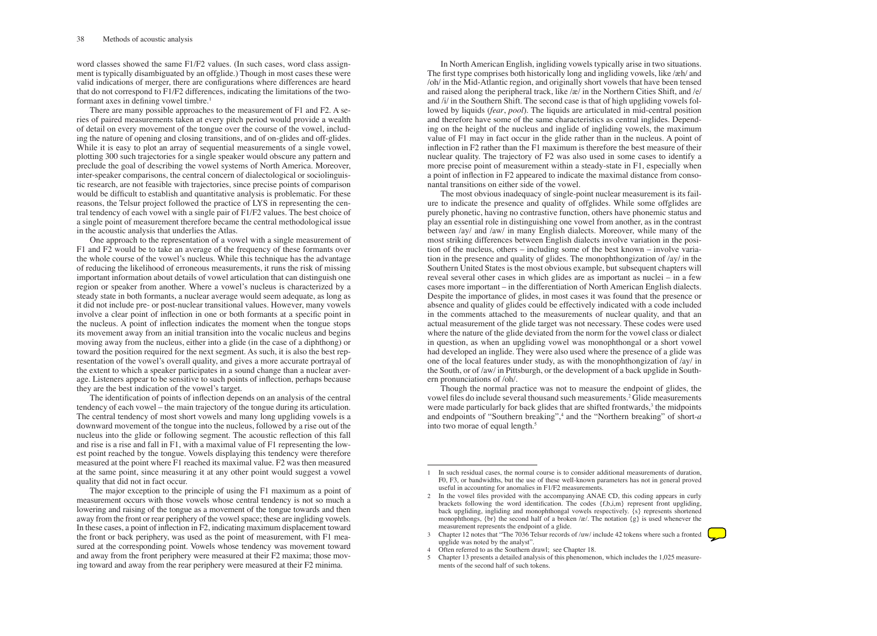word classes showed the same F1/F2 values. (In such cases, word class assignment is typically disambiguated by an offglide.) Though in most cases these were valid indications of merger, there are configurations where differences are heard that do not correspond to F1/F2 differences, indicating the limitations of the two-formant axes in defining vowel timbre.[1]

There are many possible approaches to the measurement of F1 and F2. A series of paired measurements taken at every pitch period would provide a wealth of detail on every movement of the tongue over the course of the vowel, including the nature of opening and closing transitions, and of on-glides and off-glides. While it is easy to plot an array of sequential measurements of a single vowel, plotting 300 such trajectories for a single speaker would obscure any pattern and preclude the goal of describing the vowel systems of North America. Moreover, inter-speaker comparisons, the central concern of dialectological or sociolinguistic research, are not feasible with trajectories, since precise points of comparison would be difficult to establish and quantitative analysis is problematic. For these reasons, the Telsur project followed the practice of LYS in representing the central tendency of each vowel with a single pair of F1/F2 values. The best choice of a single point of measurement therefore became the central methodological issue in the acoustic analysis that underlies the Atlas.

One approach to the representation of a vowel with a single measurement of F1 and F2 would be to take an average of the frequency of these formants over the whole course of the vowel's nucleus. While this technique has the advantage of reducing the likelihood of erroneous measurements, it runs the risk of missing important information about details of vowel articulation that can distinguish one region or speaker from another. Where a vowel's nucleus is characterized by a steady state in both formants, a nuclear average would seem adequate, as long as it did not include pre- or post-nuclear transitional values. However, many vowels involve a clear point of inflection in one or both formants at a specific point in the nucleus. A point of inflection indicates the moment when the tongue stops its movement away from an initial transition into the vocalic nucleus and begins moving away from the nucleus, either into a glide (in the case of a diphthong) or toward the position required for the next segment. As such, it is also the best representation of the vowel's overall quality, and gives a more accurate portrayal of the extent to which a speaker participates in a sound change than a nuclear average. Listeners appear to be sensitive to such points of inflection, perhaps because they are the best indication of the vowel's target.

The identification of points of inflection depends on an analysis of the central tendency of each vowel – the main trajectory of the tongue during its articulation. The central tendency of most short vowels and many long upgliding vowels is a downward movement of the tongue into the nucleus, followed by a rise out of the nucleus into the glide or following segment. The acoustic reflection of this fall and rise is a rise and fall in F1, with a maximal value of F1 representing the lowest point reached by the tongue. Vowels displaying this tendency were therefore measured at the point where F1 reached its maximal value. F2 was then measured at the same point, since measuring it at any other point would suggest a vowel quality that did not in fact occur.

The major exception to the principle of using the F1 maximum as a point of measurement occurs with those vowels whose central tendency is not so much a lowering and raising of the tongue as a movement of the tongue towards and then away from the front or rear periphery of the vowel space; these are ingliding vowels. In these cases, a point of inflection in F2, indicating maximum displacement toward the front or back periphery, was used as the point of measurement, with F1 measured at the corresponding point. Vowels whose tendency was movement toward and away from the front periphery were measured at their F2 maxima; those moving toward and away from the rear periphery were measured at their F2 minima.

In North American English, ingliding vowels typically arise in two situations. The first type comprises both historically long and ingliding vowels, like /æh/ and /oh/ in the Mid-Atlantic region, and originally short vowels that have been tensed and raised along the peripheral track, like /æ/ in the Northern Cities Shift, and /e/ and /i/ in the Southern Shift. The second case is that of high upgliding vowels followed by liquids (*fear*, *pool*). The liquids are articulated in mid-central position and therefore have some of the same characteristics as central inglides. Depending on the height of the nucleus and inglide of ingliding vowels, the maximum value of F1 may in fact occur in the glide rather than in the nucleus. A point of inflection in F2 rather than the F1 maximum is therefore the best measure of their nuclear quality. The trajectory of F2 was also used in some cases to identify a more precise point of measurement within a steady-state in F1, especially when a point of inflection in F2 appeared to indicate the maximal distance from consonantal transitions on either side of the vowel.

The most obvious inadequacy of single-point nuclear measurement is its failure to indicate the presence and quality of offglides. While some offglides are purely phonetic, having no contrastive function, others have phonemic status and play an essential role in distinguishing one vowel from another, as in the contrast between /ay/ and /aw/ in many English dialects. Moreover, while many of the most striking differences between English dialects involve variation in the position of the nucleus, others – including some of the best known – involve variation in the presence and quality of glides. The monophthongization of /ay/ in the Southern United States is the most obvious example, but subsequent chapters will reveal several other cases in which glides are as important as nuclei – in a few cases more important – in the differentiation of North American English dialects. Despite the importance of glides, in most cases it was found that the presence or absence and quality of glides could be effectively indicated with a code included in the comments attached to the measurements of nuclear quality, and that an actual measurement of the glide target was not necessary. These codes were used where the nature of the glide deviated from the norm for the vowel class or dialect in question, as when an upgliding vowel was monophthongal or a short vowel had developed an inglide. They were also used where the presence of a glide was one of the local features under study, as with the monophthongization of /ay/ in the South, or of /aw/ in Pittsburgh, or the development of a back upglide in Southern pronunciations of /oh/.

Though the normal practice was not to measure the endpoint of glides, the vowel files do include several thousand such measurements.[2] Glide measurements were made particularly for back glides that are shifted frontwards,[3] the midpoints and endpoints of "Southern breaking",[4] and the "Northern breaking" of short-*a* into two morae of equal length.[5]

---

1 In such residual cases, the normal course is to consider additional measurements of duration, F0, F3, or bandwidths, but the use of these well-known parameters has not in general proved useful in accounting for anomalies in F1/F2 measurements.

2 In the vowel files provided with the accompanying ANAE CD, this coding appears in curly brackets following the word identification. The codes {f,b,i,m} represent front upgliding, back upgliding, ingliding and monophthongal vowels respectively. {s} represents shortened monophthongs, {br} the second half of a broken /æ/. The notation {g} is used whenever the measurement represents the endpoint of a glide.

3 Chapter 12 notes that "The 7036 Telsur records of /uw/ include 42 tokens where such a fronted upglide was noted by the analyst".

4 Often referred to as the Southern drawl; see Chapter 18.

5 Chapter 13 presents a detailed analysis of this phenomenon, which includes the 1,025 measurements of the second half of such tokens.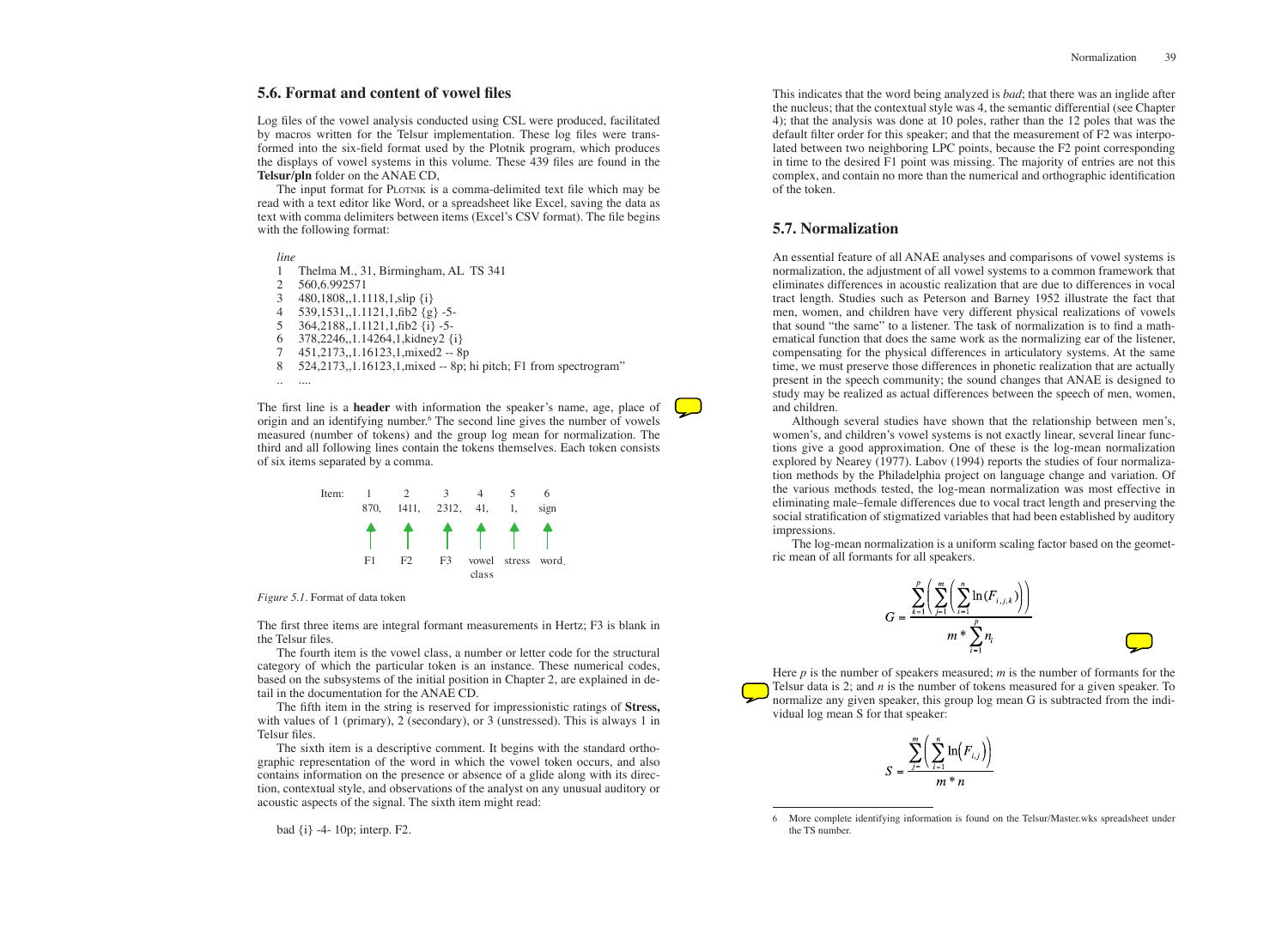## 5.6. Format and content of vowel files

Log files of the vowel analysis conducted using CSL were produced, facilitated by macros written for the Telsur implementation. These log files were transformed into the six-field format used by the Plotnik program, which produces the displays of vowel systems in this volume. These 439 files are found in the **Telsur/pln** folder on the ANAE CD,

The input format for PLOTNIK is a comma-delimited text file which may be read with a text editor like Word, or a spreadsheet like Excel, saving the data as text with comma delimiters between items (Excel's CSV format). The file begins with the following format:

*line*

```
1   Thelma M., 31, Birmingham, AL  TS 341
2   560,6.992571
3   480,1808,,1.1118,1,slip {i}
4   539,1531,,1.1121,1,fib2 {g} -5-
5   364,2188,,1.1121,1,fib2 {i} -5-
6   378,2246,,1.14264,1,kidney2 {i}
7   451,2173,,1.16123,1,mixed2 -- 8p
8   524,2173,,1.16123,1,mixed -- 8p; hi pitch; F1 from spectrogram"
..  ....
```

The first line is a **header** with information the speaker's name, age, place of origin and an identifying number.[6] The second line gives the number of vowels measured (number of tokens) and the group log mean for normalization. The third and all following lines contain the tokens themselves. Each token consists of six items separated by a comma.

| Item: | 1 | 2 | 3 | 4 | 5 | 6 |
|---|---|---|---|---|---|---|
| | 870, | 1411, | 2312, | 41, | 1, | sign |
| | F1 | F2 | F3 | vowel class | stress | word |

*Figure 5.1*. Format of data token

The first three items are integral formant measurements in Hertz; F3 is blank in the Telsur files.

The fourth item is the vowel class, a number or letter code for the structural category of which the particular token is an instance. These numerical codes, based on the subsystems of the initial position in Chapter 2, are explained in detail in the documentation for the ANAE CD.

The fifth item in the string is reserved for impressionistic ratings of **Stress,** with values of 1 (primary), 2 (secondary), or 3 (unstressed). This is always 1 in Telsur files.

The sixth item is a descriptive comment. It begins with the standard orthographic representation of the word in which the vowel token occurs, and also contains information on the presence or absence of a glide along with its direction, contextual style, and observations of the analyst on any unusual auditory or acoustic aspects of the signal. The sixth item might read:

bad {i} -4- 10p; interp. F2.

This indicates that the word being analyzed is *bad*; that there was an inglide after the nucleus; that the contextual style was 4, the semantic differential (see Chapter 4); that the analysis was done at 10 poles, rather than the 12 poles that was the default filter order for this speaker; and that the measurement of F2 was interpolated between two neighboring LPC points, because the F2 point corresponding in time to the desired F1 point was missing. The majority of entries are not this complex, and contain no more than the numerical and orthographic identification of the token.

## 5.7. Normalization

An essential feature of all ANAE analyses and comparisons of vowel systems is normalization, the adjustment of all vowel systems to a common framework that eliminates differences in acoustic realization that are due to differences in vocal tract length. Studies such as Peterson and Barney 1952 illustrate the fact that men, women, and children have very different physical realizations of vowels that sound "the same" to a listener. The task of normalization is to find a mathematical function that does the same work as the normalizing ear of the listener, compensating for the physical differences in articulatory systems. At the same time, we must preserve those differences in phonetic realization that are actually present in the speech community; the sound changes that ANAE is designed to study may be realized as actual differences between the speech of men, women, and children.

Although several studies have shown that the relationship between men's, women's, and children's vowel systems is not exactly linear, several linear functions give a good approximation. One of these is the log-mean normalization explored by Nearey (1977). Labov (1994) reports the studies of four normalization methods by the Philadelphia project on language change and variation. Of the various methods tested, the log-mean normalization was most effective in eliminating male–female differences due to vocal tract length and preserving the social stratification of stigmatized variables that had been established by auditory impressions.

The log-mean normalization is a uniform scaling factor based on the geometric mean of all formants for all speakers.

$$G = \frac{\sum_{k=1}^{p}\left(\sum_{j=1}^{m}\left(\sum_{i=1}^{n}\ln(F_{i,j,k})\right)\right)}{m * \sum_{i=1}^{p} n_i}$$

Here $p$ is the number of speakers measured; $m$ is the number of formants for the Telsur data is 2; and $n$ is the number of tokens measured for a given speaker. To normalize any given speaker, this group log mean G is subtracted from the individual log mean S for that speaker:

$$S = \frac{\sum_{j=}^{m}\left(\sum_{i=1}^{n}\ln\left(F_{i,j}\right)\right)}{m * n}$$

[6] More complete identifying information is found on the Telsur/Master.wks spreadsheet under the TS number.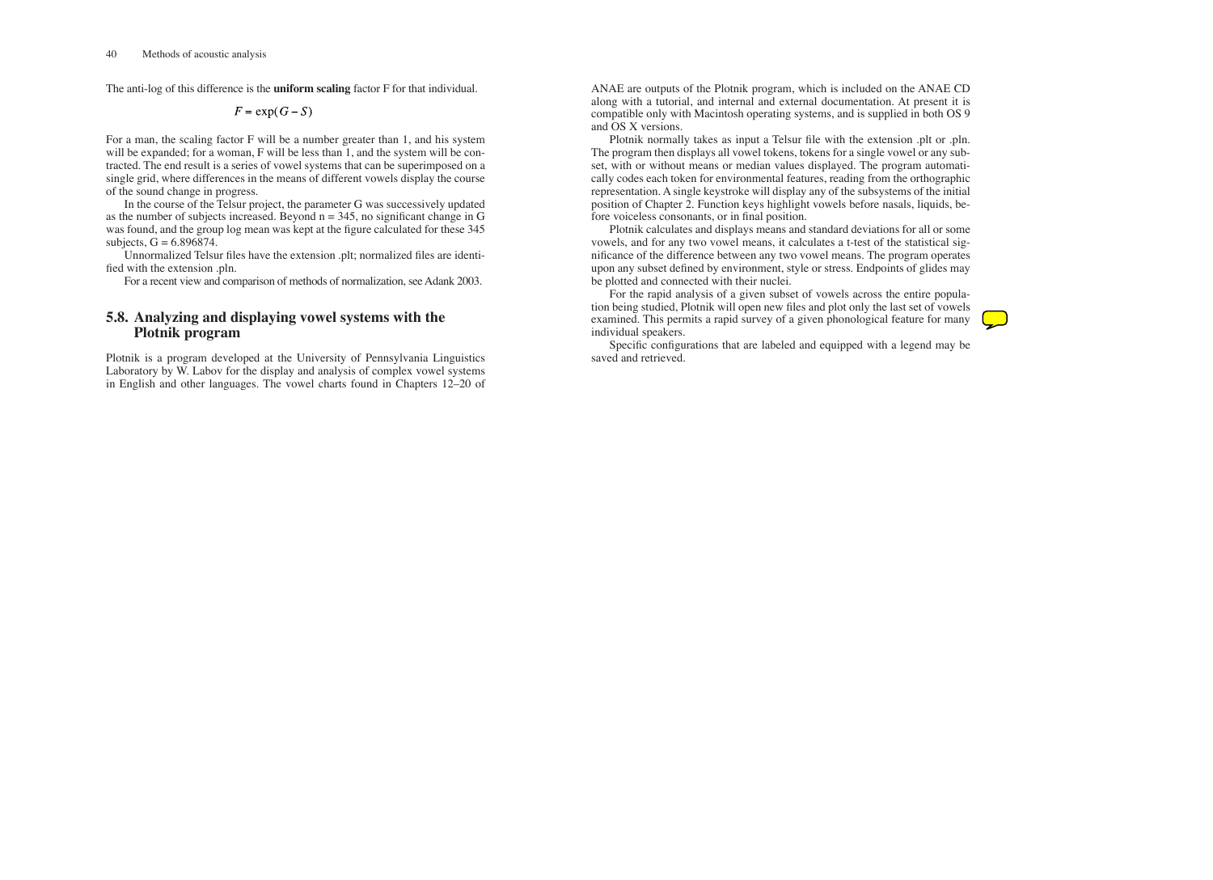The anti-log of this difference is the **uniform scaling** factor F for that individual.

$$F = \exp(G - S)$$

For a man, the scaling factor F will be a number greater than 1, and his system will be expanded; for a woman, F will be less than 1, and the system will be contracted. The end result is a series of vowel systems that can be superimposed on a single grid, where differences in the means of different vowels display the course of the sound change in progress.

In the course of the Telsur project, the parameter G was successively updated as the number of subjects increased. Beyond n = 345, no significant change in G was found, and the group log mean was kept at the figure calculated for these 345 subjects, G = 6.896874.

Unnormalized Telsur files have the extension .plt; normalized files are identified with the extension .pln.

For a recent view and comparison of methods of normalization, see Adank 2003.

## 5.8. Analyzing and displaying vowel systems with the Plotnik program

Plotnik is a program developed at the University of Pennsylvania Linguistics Laboratory by W. Labov for the display and analysis of complex vowel systems in English and other languages. The vowel charts found in Chapters 12–20 of ANAE are outputs of the Plotnik program, which is included on the ANAE CD along with a tutorial, and internal and external documentation. At present it is compatible only with Macintosh operating systems, and is supplied in both OS 9 and OS X versions.

Plotnik normally takes as input a Telsur file with the extension .plt or .pln. The program then displays all vowel tokens, tokens for a single vowel or any subset, with or without means or median values displayed. The program automatically codes each token for environmental features, reading from the orthographic representation. A single keystroke will display any of the subsystems of the initial position of Chapter 2. Function keys highlight vowels before nasals, liquids, before voiceless consonants, or in final position.

Plotnik calculates and displays means and standard deviations for all or some vowels, and for any two vowel means, it calculates a t-test of the statistical significance of the difference between any two vowel means. The program operates upon any subset defined by environment, style or stress. Endpoints of glides may be plotted and connected with their nuclei.

For the rapid analysis of a given subset of vowels across the entire population being studied, Plotnik will open new files and plot only the last set of vowels examined. This permits a rapid survey of a given phonological feature for many individual speakers.

Specific configurations that are labeled and equipped with a legend may be saved and retrieved.